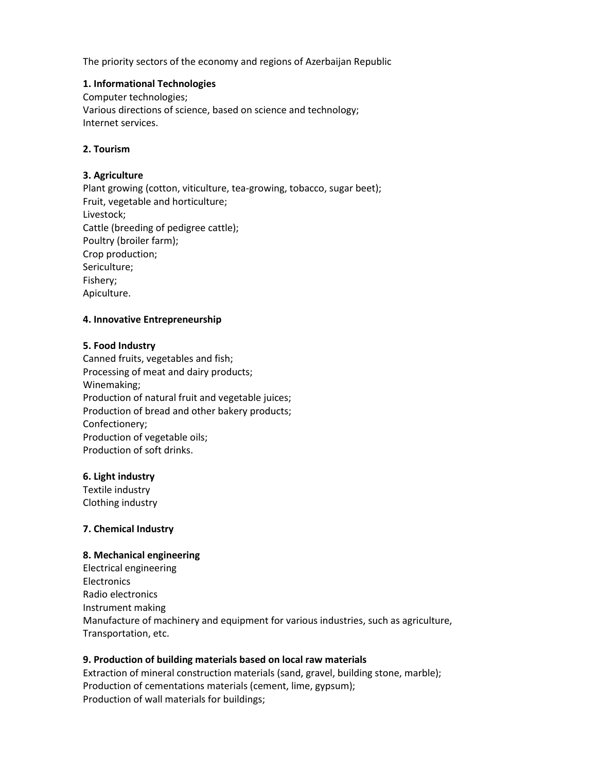The priority sectors of the economy and regions of Azerbaijan Republic

**1. Informational Technologies**

Computer technologies;
Various directions of science, based on science and technology;
Internet services.

**2. Tourism**

**3. Agriculture**

Plant growing (cotton, viticulture, tea-growing, tobacco, sugar beet);
Fruit, vegetable and horticulture;
Livestock;
Cattle (breeding of pedigree cattle);
Poultry (broiler farm);
Crop production;
Sericulture;
Fishery;
Apiculture.

**4. Innovative Entrepreneurship**

**5. Food Industry**

Canned fruits, vegetables and fish;
Processing of meat and dairy products;
Winemaking;
Production of natural fruit and vegetable juices;
Production of bread and other bakery products;
Confectionery;
Production of vegetable oils;
Production of soft drinks.

**6. Light industry**

Textile industry
Clothing industry

**7. Chemical Industry**

**8. Mechanical engineering**

Electrical engineering
Electronics
Radio electronics
Instrument making
Manufacture of machinery and equipment for various industries, such as agriculture, Transportation, etc.

**9. Production of building materials based on local raw materials**

Extraction of mineral construction materials (sand, gravel, building stone, marble);
Production of cementations materials (cement, lime, gypsum);
Production of wall materials for buildings;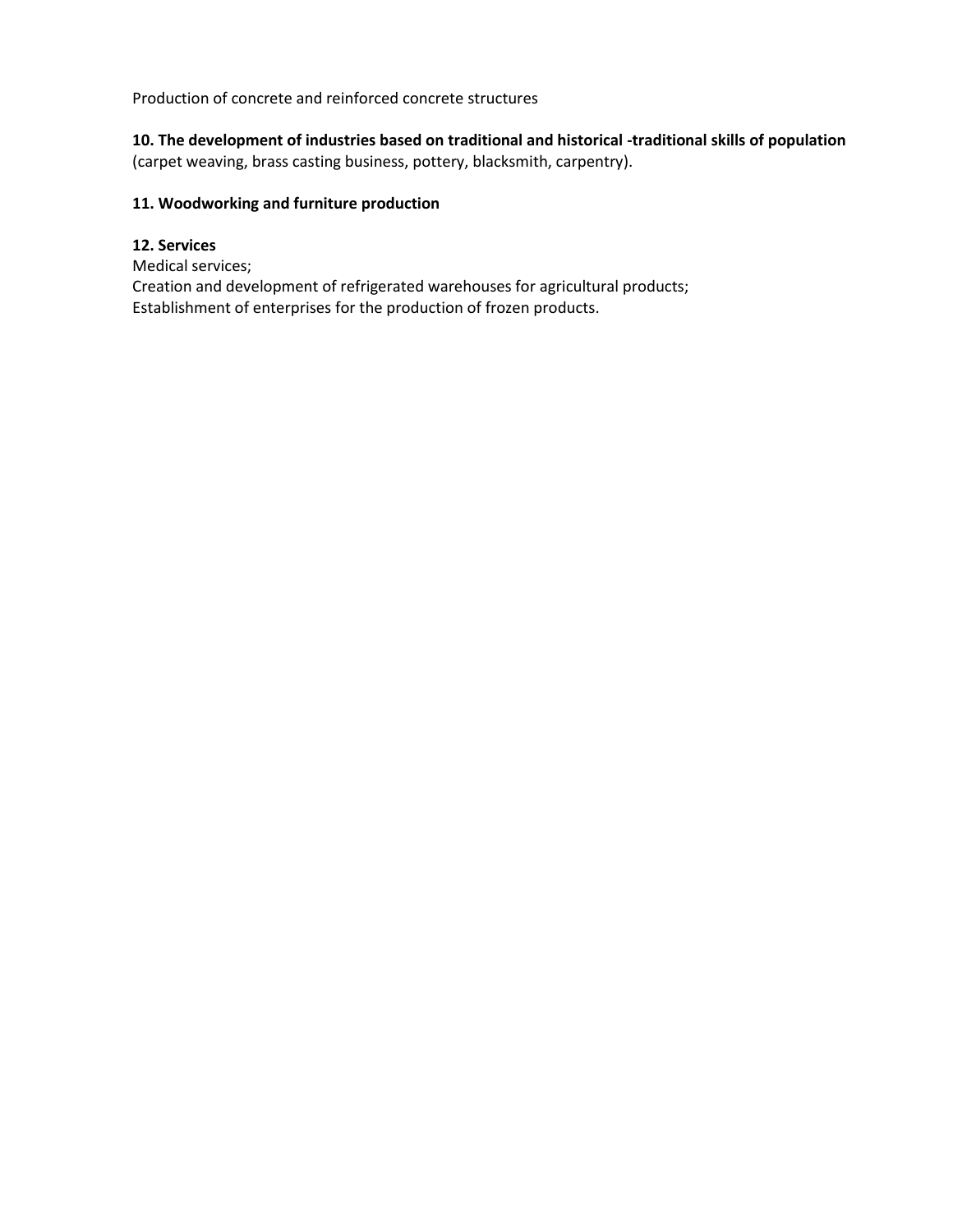Production of concrete and reinforced concrete structures

**10. The development of industries based on traditional and historical -traditional skills of population** (carpet weaving, brass casting business, pottery, blacksmith, carpentry).

**11. Woodworking and furniture production**

**12. Services**

Medical services;
Creation and development of refrigerated warehouses for agricultural products;
Establishment of enterprises for the production of frozen products.